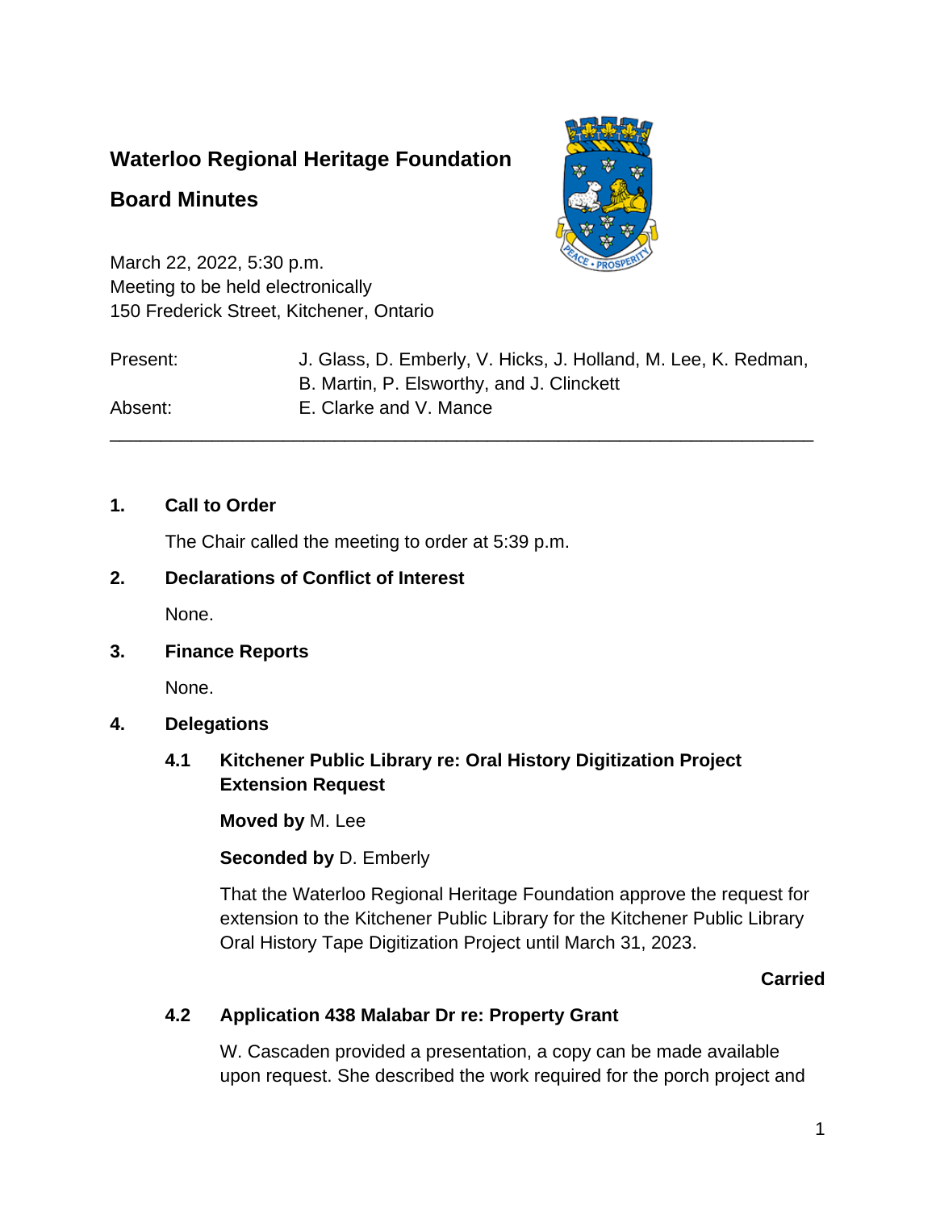# Waterloo Regional Heritage Foundation

## Board Minutes

March 22, 2022, 5:30 p.m.
Meeting to be held electronically
150 Frederick Street, Kitchener, Ontario

| | |
|---|---|
| Present: | J. Glass, D. Emberly, V. Hicks, J. Holland, M. Lee, K. Redman, B. Martin, P. Elsworthy, and J. Clinckett |
| Absent: | E. Clarke and V. Mance |

---

### 1. Call to Order

The Chair called the meeting to order at 5:39 p.m.

### 2. Declarations of Conflict of Interest

None.

### 3. Finance Reports

None.

### 4. Delegations

#### 4.1 Kitchener Public Library re: Oral History Digitization Project Extension Request

**Moved by** M. Lee

**Seconded by** D. Emberly

That the Waterloo Regional Heritage Foundation approve the request for extension to the Kitchener Public Library for the Kitchener Public Library Oral History Tape Digitization Project until March 31, 2023.

**Carried**

#### 4.2 Application 438 Malabar Dr re: Property Grant

W. Cascaden provided a presentation, a copy can be made available upon request. She described the work required for the porch project and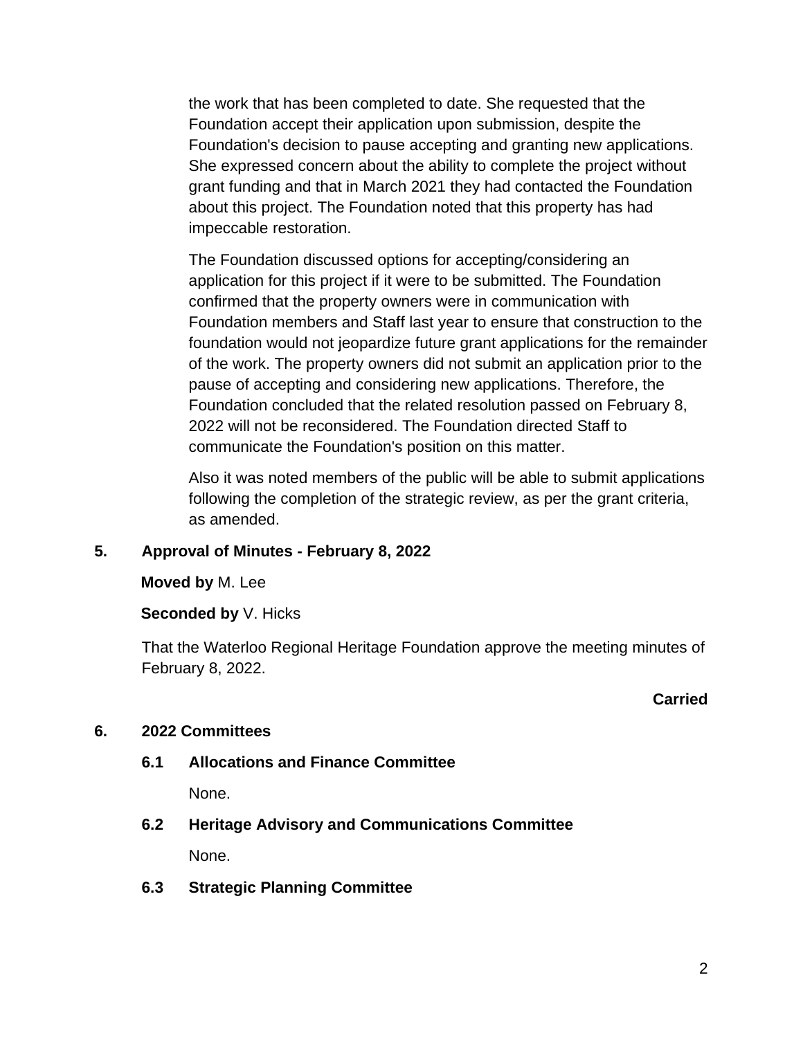the work that has been completed to date. She requested that the Foundation accept their application upon submission, despite the Foundation's decision to pause accepting and granting new applications. She expressed concern about the ability to complete the project without grant funding and that in March 2021 they had contacted the Foundation about this project. The Foundation noted that this property has had impeccable restoration.

The Foundation discussed options for accepting/considering an application for this project if it were to be submitted. The Foundation confirmed that the property owners were in communication with Foundation members and Staff last year to ensure that construction to the foundation would not jeopardize future grant applications for the remainder of the work. The property owners did not submit an application prior to the pause of accepting and considering new applications. Therefore, the Foundation concluded that the related resolution passed on February 8, 2022 will not be reconsidered. The Foundation directed Staff to communicate the Foundation's position on this matter.

Also it was noted members of the public will be able to submit applications following the completion of the strategic review, as per the grant criteria, as amended.

## 5. Approval of Minutes - February 8, 2022

**Moved by** M. Lee

**Seconded by** V. Hicks

That the Waterloo Regional Heritage Foundation approve the meeting minutes of February 8, 2022.

**Carried**

## 6. 2022 Committees

### 6.1 Allocations and Finance Committee

None.

### 6.2 Heritage Advisory and Communications Committee

None.

### 6.3 Strategic Planning Committee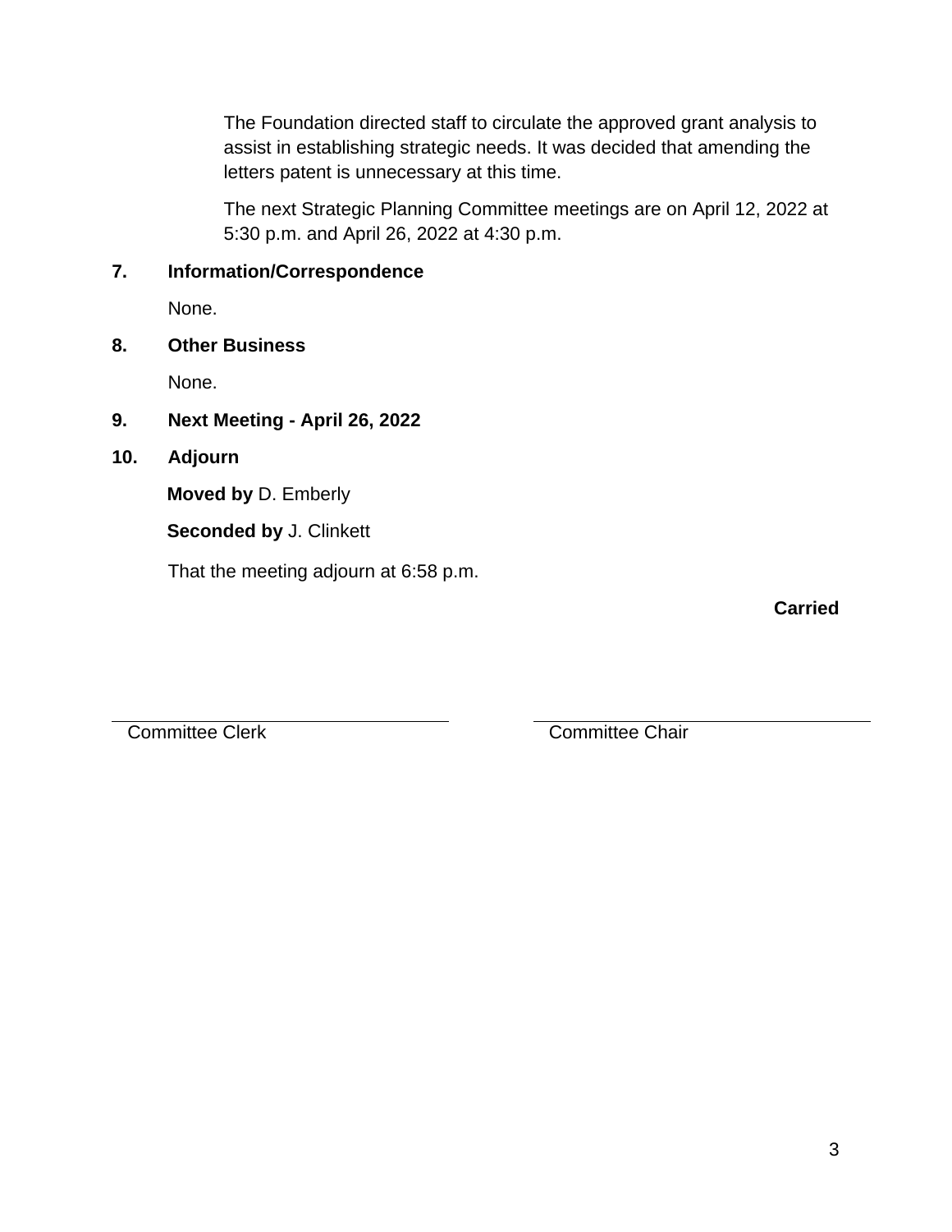The Foundation directed staff to circulate the approved grant analysis to assist in establishing strategic needs. It was decided that amending the letters patent is unnecessary at this time.

The next Strategic Planning Committee meetings are on April 12, 2022 at 5:30 p.m. and April 26, 2022 at 4:30 p.m.

**7. Information/Correspondence**

None.

**8. Other Business**

None.

**9. Next Meeting - April 26, 2022**

**10. Adjourn**

**Moved by** D. Emberly

**Seconded by** J. Clinkett

That the meeting adjourn at 6:58 p.m.

**Carried**

Committee Clerk

Committee Chair